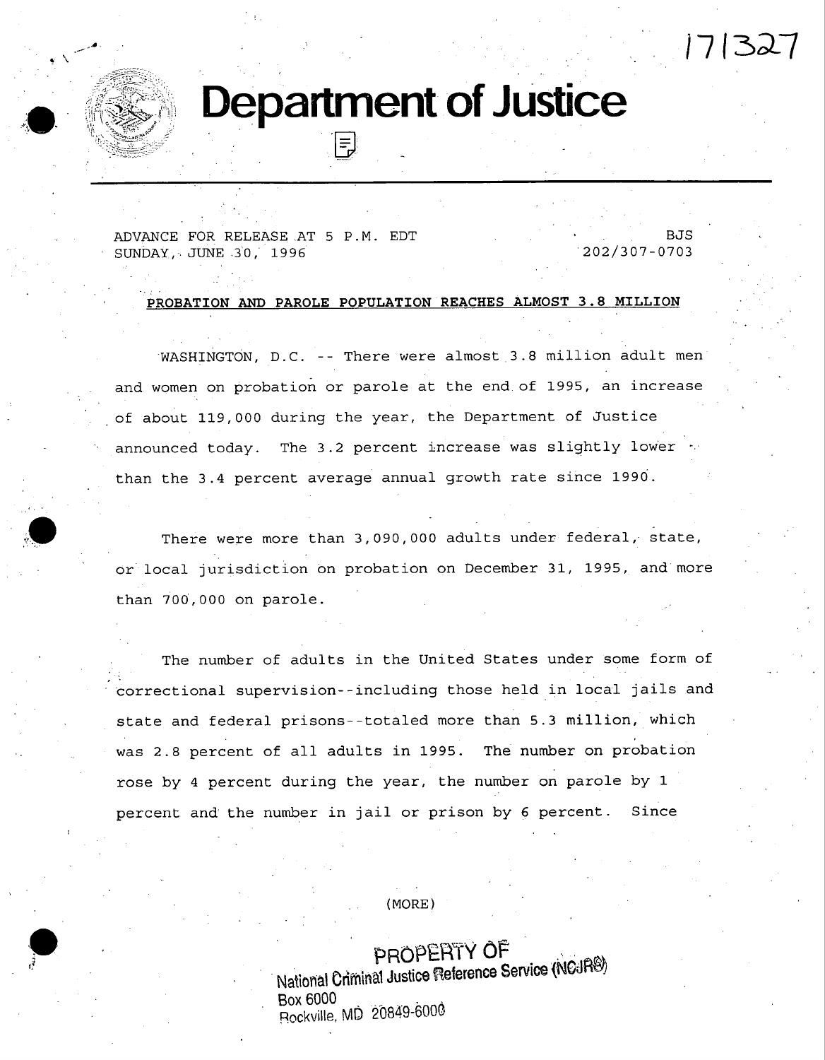171327

# Department of Justice

ADVANCE FOR RELEASE AT 5 P.M. EDT
SUNDAY, JUNE 30, 1996

BJS
202/307-0703

**PROBATION AND PAROLE POPULATION REACHES ALMOST 3.8 MILLION**

WASHINGTON, D.C. -- There were almost 3.8 million adult men and women on probation or parole at the end of 1995, an increase of about 119,000 during the year, the Department of Justice announced today. The 3.2 percent increase was slightly lower than the 3.4 percent average annual growth rate since 1990.

There were more than 3,090,000 adults under federal, state, or local jurisdiction on probation on December 31, 1995, and more than 700,000 on parole.

The number of adults in the United States under some form of correctional supervision--including those held in local jails and state and federal prisons--totaled more than 5.3 million, which was 2.8 percent of all adults in 1995. The number on probation rose by 4 percent during the year, the number on parole by 1 percent and the number in jail or prison by 6 percent. Since

(MORE)

PROPERTY OF
National Criminal Justice Reference Service (NCJRS)
Box 6000
Rockville, MD 20849-6000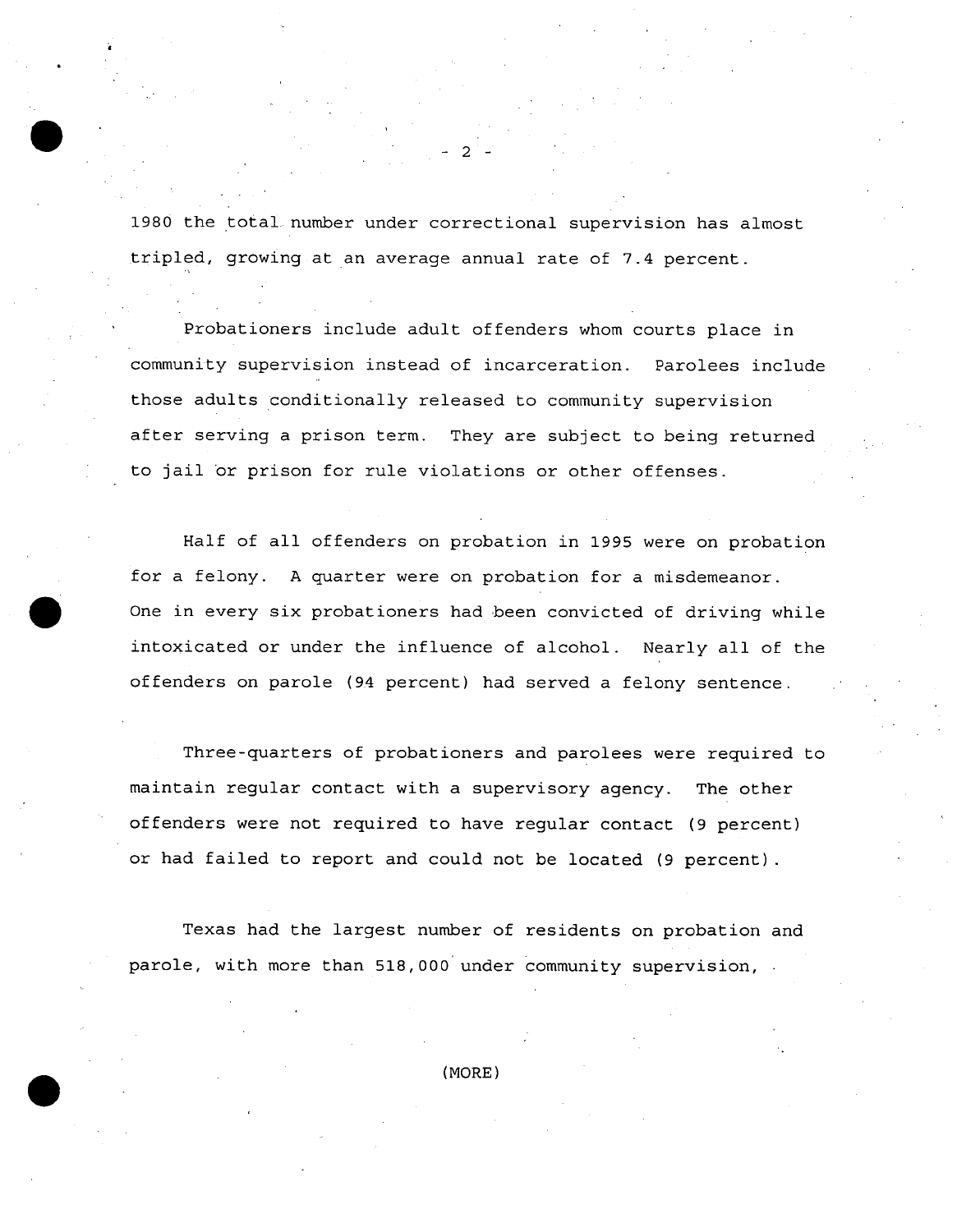1980 the total number under correctional supervision has almost tripled, growing at an average annual rate of 7.4 percent.

Probationers include adult offenders whom courts place in community supervision instead of incarceration. Parolees include those adults conditionally released to community supervision after serving a prison term. They are subject to being returned to jail or prison for rule violations or other offenses.

Half of all offenders on probation in 1995 were on probation for a felony. A quarter were on probation for a misdemeanor. One in every six probationers had been convicted of driving while intoxicated or under the influence of alcohol. Nearly all of the offenders on parole (94 percent) had served a felony sentence.

Three-quarters of probationers and parolees were required to maintain regular contact with a supervisory agency. The other offenders were not required to have regular contact (9 percent) or had failed to report and could not be located (9 percent).

Texas had the largest number of residents on probation and parole, with more than 518,000 under community supervision,

(MORE)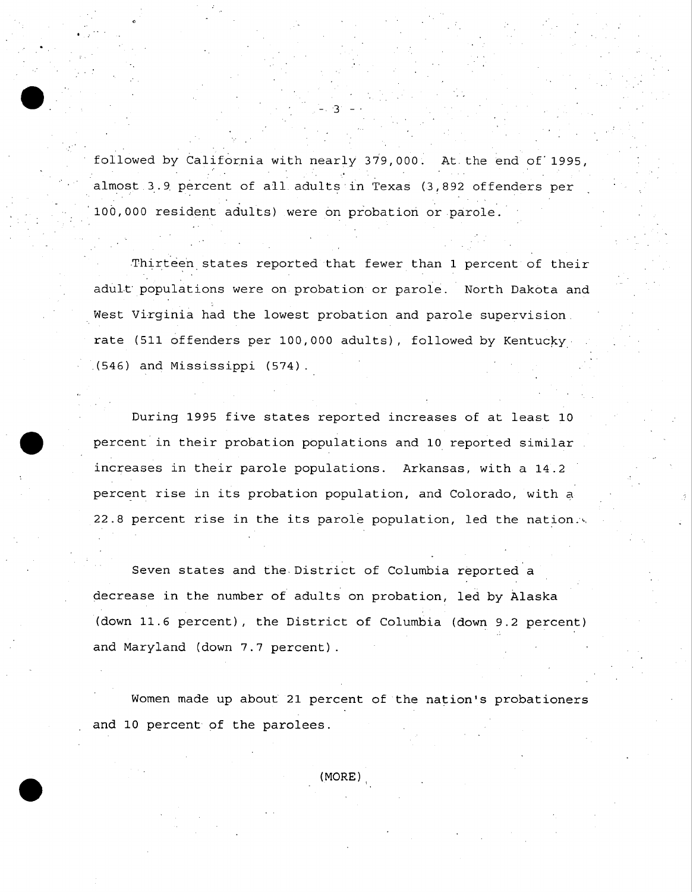followed by California with nearly 379,000. At the end of 1995, almost 3.9 percent of all adults in Texas (3,892 offenders per 100,000 resident adults) were on probation or parole.

Thirteen states reported that fewer than 1 percent of their adult populations were on probation or parole. North Dakota and West Virginia had the lowest probation and parole supervision rate (511 offenders per 100,000 adults), followed by Kentucky (546) and Mississippi (574).

During 1995 five states reported increases of at least 10 percent in their probation populations and 10 reported similar increases in their parole populations. Arkansas, with a 14.2 percent rise in its probation population, and Colorado, with a 22.8 percent rise in the its parole population, led the nation.

Seven states and the District of Columbia reported a decrease in the number of adults on probation, led by Alaska (down 11.6 percent), the District of Columbia (down 9.2 percent) and Maryland (down 7.7 percent).

Women made up about 21 percent of the nation's probationers and 10 percent of the parolees.

(MORE)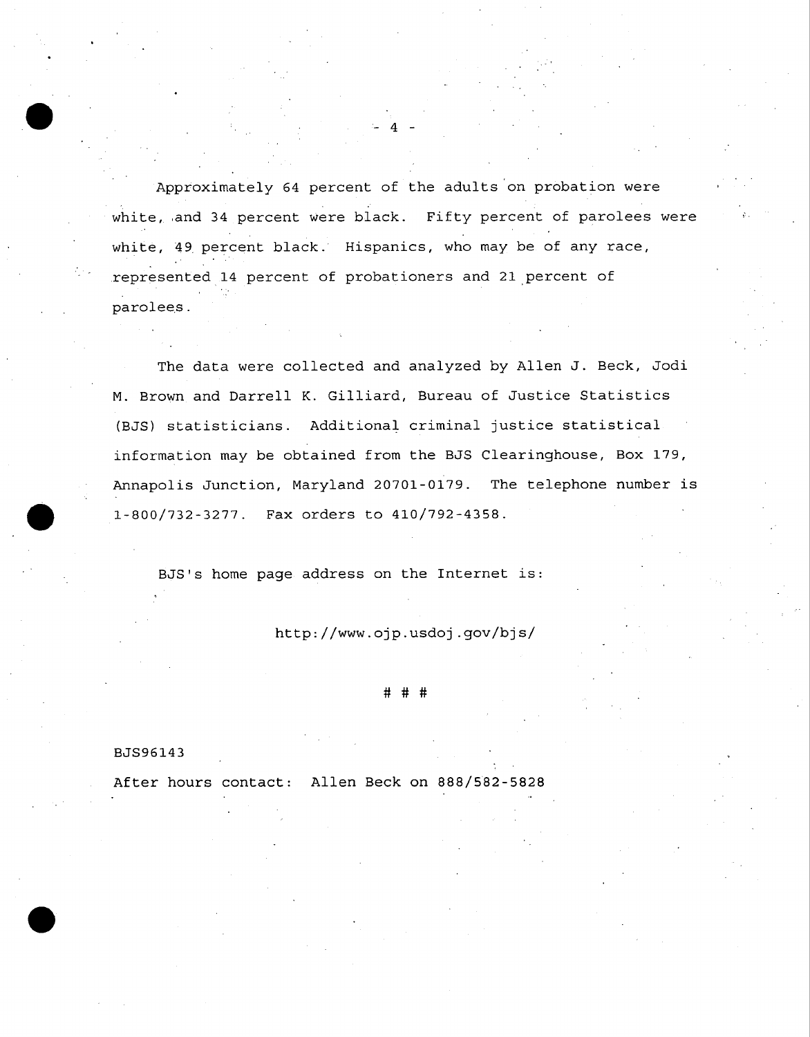Approximately 64 percent of the adults on probation were white, and 34 percent were black. Fifty percent of parolees were white, 49 percent black. Hispanics, who may be of any race, represented 14 percent of probationers and 21 percent of parolees.

The data were collected and analyzed by Allen J. Beck, Jodi M. Brown and Darrell K. Gilliard, Bureau of Justice Statistics (BJS) statisticians. Additional criminal justice statistical information may be obtained from the BJS Clearinghouse, Box 179, Annapolis Junction, Maryland 20701-0179. The telephone number is 1-800/732-3277. Fax orders to 410/792-4358.

BJS's home page address on the Internet is:

http://www.ojp.usdoj.gov/bjs/

# # #

BJS96143

After hours contact: Allen Beck on 888/582-5828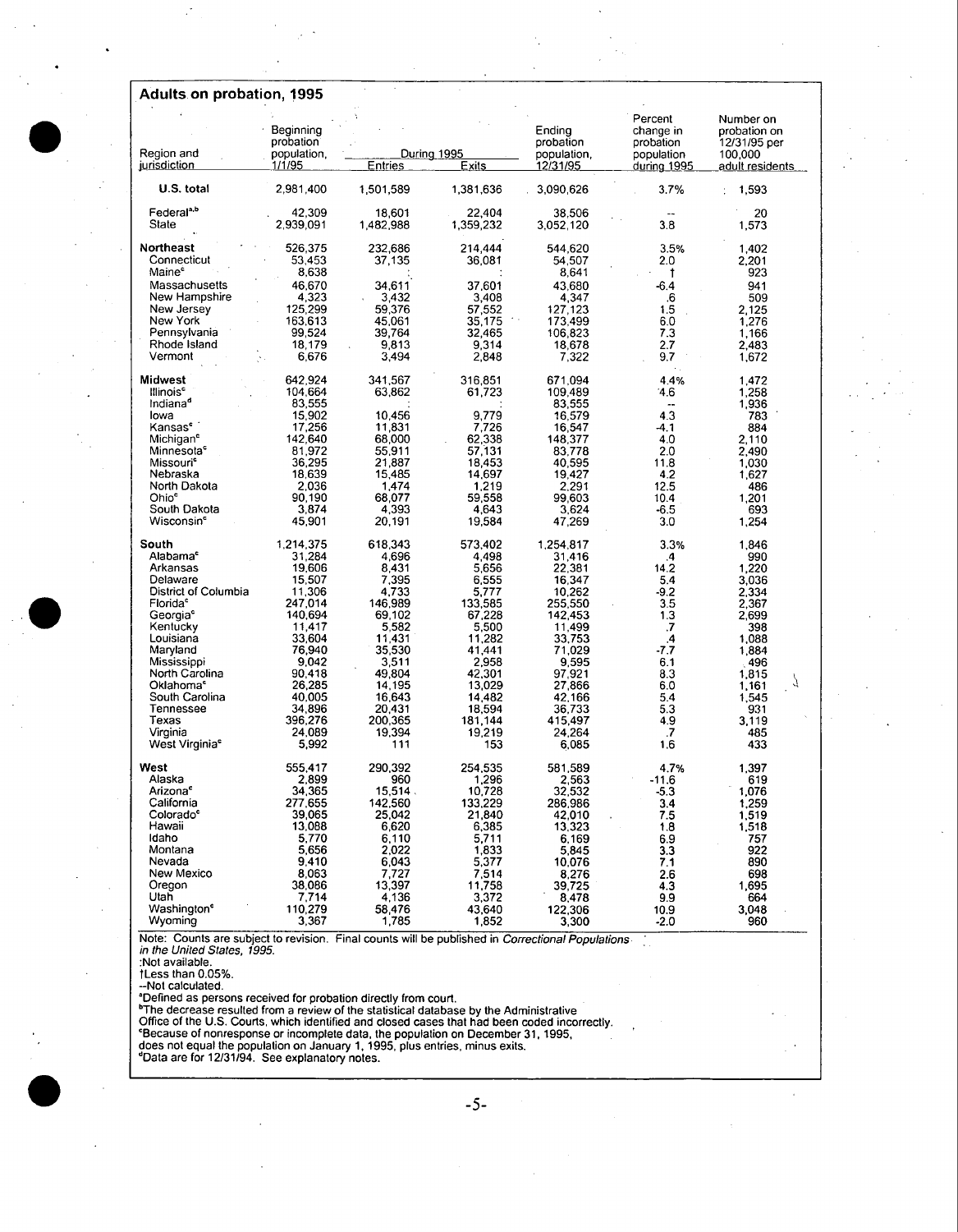## Adults on probation, 1995

| Region and jurisdiction | Beginning probation population, 1/1/95 | During 1995 | | Ending probation population, 12/31/95 | Percent change in probation population during 1995 | Number on probation on 12/31/95 per 100,000 adult residents |
|---|---|---|---|---|---|---|
| | | Entries | Exits | | | |
| **U.S. total** | 2,981,400 | 1,501,589 | 1,381,636 | 3,090,626 | 3.7% | 1,593 |
| Federal[a,b] | 42,309 | 18,601 | 22,404 | 38,506 | -- | 20 |
| State | 2,939,091 | 1,482,988 | 1,359,232 | 3,052,120 | 3.8 | 1,573 |
| **Northeast** | 526,375 | 232,686 | 214,444 | 544,620 | 3.5% | 1,402 |
| Connecticut | 53,453 | 37,135 | 36,081 | 54,507 | 2.0 | 2,201 |
| Maine[c] | 8,638 | : | : | 8,641 | † | 923 |
| Massachusetts | 46,670 | 34,611 | 37,601 | 43,680 | -6.4 | 941 |
| New Hampshire | 4,323 | 3,432 | 3,408 | 4,347 | .6 | 509 |
| New Jersey | 125,299 | 59,376 | 57,552 | 127,123 | 1.5 | 2,125 |
| New York | 163,613 | 45,061 | 35,175 | 173,499 | 6.0 | 1,276 |
| Pennsylvania | 99,524 | 39,764 | 32,465 | 106,823 | 7.3 | 1,166 |
| Rhode Island | 18,179 | 9,813 | 9,314 | 18,678 | 2.7 | 2,483 |
| Vermont | 6,676 | 3,494 | 2,848 | 7,322 | 9.7 | 1,672 |
| **Midwest** | 642,924 | 341,567 | 316,851 | 671,094 | 4.4% | 1,472 |
| Illinois[c] | 104,664 | 63,862 | 61,723 | 109,489 | 4.6 | 1,258 |
| Indiana[d] | 83,555 | : | : | 83,555 | -- | 1,936 |
| Iowa | 15,902 | 10,456 | 9,779 | 16,579 | 4.3 | 783 |
| Kansas[c] | 17,256 | 11,831 | 7,726 | 16,547 | -4.1 | 884 |
| Michigan[c] | 142,640 | 68,000 | 62,338 | 148,377 | 4.0 | 2,110 |
| Minnesota[c] | 81,972 | 55,911 | 57,131 | 83,778 | 2.0 | 2,490 |
| Missouri[c] | 36,295 | 21,887 | 18,453 | 40,595 | 11.8 | 1,030 |
| Nebraska | 18,639 | 15,485 | 14,697 | 19,427 | 4.2 | 1,627 |
| North Dakota | 2,036 | 1,474 | 1,219 | 2,291 | 12.5 | 486 |
| Ohio[c] | 90,190 | 68,077 | 59,558 | 99,603 | 10.4 | 1,201 |
| South Dakota | 3,874 | 4,393 | 4,643 | 3,624 | -6.5 | 693 |
| Wisconsin[c] | 45,901 | 20,191 | 19,584 | 47,269 | 3.0 | 1,254 |
| **South** | 1,214,375 | 618,343 | 573,402 | 1,254,817 | 3.3% | 1,846 |
| Alabama[c] | 31,284 | 4,696 | 4,498 | 31,416 | .4 | 990 |
| Arkansas | 19,606 | 8,431 | 5,656 | 22,381 | 14.2 | 1,220 |
| Delaware | 15,507 | 7,395 | 6,555 | 16,347 | 5.4 | 3,036 |
| District of Columbia | 11,306 | 4,733 | 5,777 | 10,262 | -9.2 | 2,334 |
| Florida[c] | 247,014 | 146,989 | 133,585 | 255,550 | 3.5 | 2,367 |
| Georgia[c] | 140,694 | 69,102 | 67,228 | 142,453 | 1.3 | 2,699 |
| Kentucky | 11,417 | 5,582 | 5,500 | 11,499 | .7 | 398 |
| Louisiana | 33,604 | 11,431 | 11,282 | 33,753 | .4 | 1,088 |
| Maryland | 76,940 | 35,530 | 41,441 | 71,029 | -7.7 | 1,884 |
| Mississippi | 9,042 | 3,511 | 2,958 | 9,595 | 6.1 | 496 |
| North Carolina | 90,418 | 49,804 | 42,301 | 97,921 | 8.3 | 1,815 |
| Oklahoma[c] | 26,285 | 14,195 | 13,029 | 27,866 | 6.0 | 1,161 |
| South Carolina | 40,005 | 16,643 | 14,482 | 42,166 | 5.4 | 1,545 |
| Tennessee | 34,896 | 20,431 | 18,594 | 36,733 | 5.3 | 931 |
| Texas | 396,276 | 200,365 | 181,144 | 415,497 | 4.9 | 3,119 |
| Virginia | 24,089 | 19,394 | 19,219 | 24,264 | .7 | 485 |
| West Virginia[c] | 5,992 | 111 | 153 | 6,085 | 1.6 | 433 |
| **West** | 555,417 | 290,392 | 254,535 | 581,589 | 4.7% | 1,397 |
| Alaska | 2,899 | 960 | 1,296 | 2,563 | -11.6 | 619 |
| Arizona[c] | 34,365 | 15,514 | 10,728 | 32,532 | -5.3 | 1,076 |
| California | 277,655 | 142,560 | 133,229 | 286,986 | 3.4 | 1,259 |
| Colorado[c] | 39,065 | 25,042 | 21,840 | 42,010 | 7.5 | 1,519 |
| Hawaii | 13,088 | 6,620 | 6,385 | 13,323 | 1.8 | 1,518 |
| Idaho | 5,770 | 6,110 | 5,711 | 6,169 | 6.9 | 757 |
| Montana | 5,656 | 2,022 | 1,833 | 5,845 | 3.3 | 922 |
| Nevada | 9,410 | 6,043 | 5,377 | 10,076 | 7.1 | 890 |
| New Mexico | 8,063 | 7,727 | 7,514 | 8,276 | 2.6 | 698 |
| Oregon | 38,086 | 13,397 | 11,758 | 39,725 | 4.3 | 1,695 |
| Utah | 7,714 | 4,136 | 3,372 | 8,478 | 9.9 | 664 |
| Washington[c] | 110,279 | 58,476 | 43,640 | 122,306 | 10.9 | 3,048 |
| Wyoming | 3,367 | 1,785 | 1,852 | 3,300 | -2.0 | 960 |

Note: Counts are subject to revision. Final counts will be published in *Correctional Populations in the United States, 1995.*

:Not available.

†Less than 0.05%.

--Not calculated.

[a]Defined as persons received for probation directly from court.

[b]The decrease resulted from a review of the statistical database by the Administrative Office of the U.S. Courts, which identified and closed cases that had been coded incorrectly.

[c]Because of nonresponse or incomplete data, the population on December 31, 1995, does not equal the population on January 1, 1995, plus entries, minus exits.

[d]Data are for 12/31/94. See explanatory notes.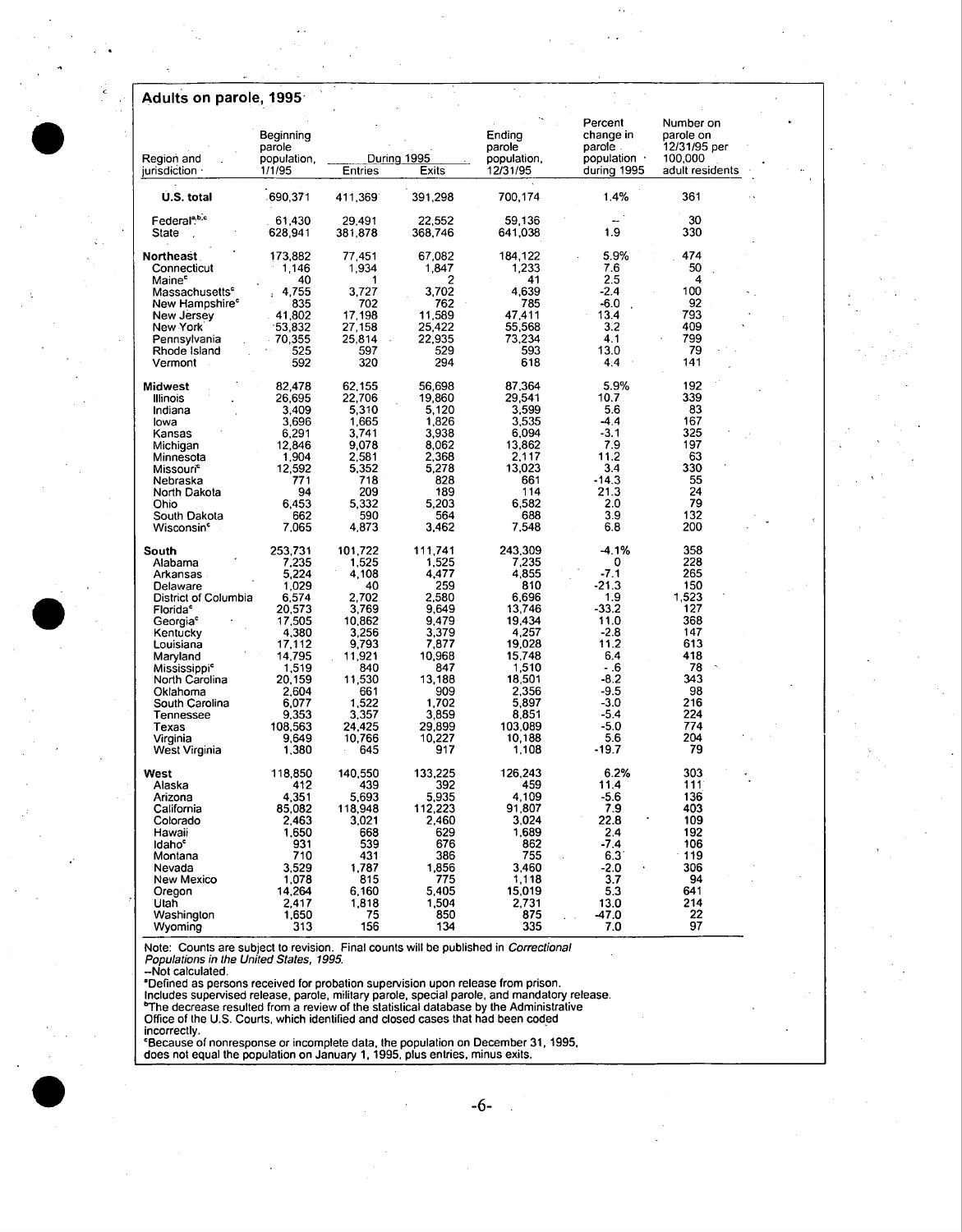## Adults on parole, 1995

| Region and jurisdiction | Beginning parole population, 1/1/95 | During 1995 | | Ending parole population, 12/31/95 | Percent change in parole population during 1995 | Number on parole on 12/31/95 per 100,000 adult residents |
|---|---|---|---|---|---|---|
| | | Entries | Exits | | | |
| **U.S. total** | 690,371 | 411,369 | 391,298 | 700,174 | 1.4% | 361 |
| Federal[a,b,c] | 61,430 | 29,491 | 22,552 | 59,136 | -- | 30 |
| State | 628,941 | 381,878 | 368,746 | 641,038 | 1.9 | 330 |
| **Northeast** | 173,882 | 77,451 | 67,082 | 184,122 | 5.9% | 474 |
| Connecticut | 1,146 | 1,934 | 1,847 | 1,233 | 7.6 | 50 |
| Maine[c] | 40 | 1 | 2 | 41 | 2.5 | 4 |
| Massachusetts[c] | 4,755 | 3,727 | 3,702 | 4,639 | -2.4 | 100 |
| New Hampshire[c] | 835 | 702 | 762 | 785 | -6.0 | 92 |
| New Jersey | 41,802 | 17,198 | 11,589 | 47,411 | 13.4 | 793 |
| New York | 53,832 | 27,158 | 25,422 | 55,568 | 3.2 | 409 |
| Pennsylvania | 70,355 | 25,814 | 22,935 | 73,234 | 4.1 | 799 |
| Rhode Island | 525 | 597 | 529 | 593 | 13.0 | 79 |
| Vermont | 592 | 320 | 294 | 618 | 4.4 | 141 |
| **Midwest** | 82,478 | 62,155 | 56,698 | 87,364 | 5.9% | 192 |
| Illinois | 26,695 | 22,706 | 19,860 | 29,541 | 10.7 | 339 |
| Indiana | 3,409 | 5,310 | 5,120 | 3,599 | 5.6 | 83 |
| Iowa | 3,696 | 1,665 | 1,826 | 3,535 | -4.4 | 167 |
| Kansas | 6,291 | 3,741 | 3,938 | 6,094 | -3.1 | 325 |
| Michigan | 12,846 | 9,078 | 8,062 | 13,862 | 7.9 | 197 |
| Minnesota | 1,904 | 2,581 | 2,368 | 2,117 | 11.2 | 63 |
| Missouri[c] | 12,592 | 5,352 | 5,278 | 13,023 | 3.4 | 330 |
| Nebraska | 771 | 718 | 828 | 661 | -14.3 | 55 |
| North Dakota | 94 | 209 | 189 | 114 | 21.3 | 24 |
| Ohio | 6,453 | 5,332 | 5,203 | 6,582 | 2.0 | 79 |
| South Dakota | 662 | 590 | 564 | 688 | 3.9 | 132 |
| Wisconsin[c] | 7,065 | 4,873 | 3,462 | 7,548 | 6.8 | 200 |
| **South** | 253,731 | 101,722 | 111,741 | 243,309 | -4.1% | 358 |
| Alabama | 7,235 | 1,525 | 1,525 | 7,235 | 0 | 228 |
| Arkansas | 5,224 | 4,108 | 4,477 | 4,855 | -7.1 | 265 |
| Delaware | 1,029 | 40 | 259 | 810 | -21.3 | 150 |
| District of Columbia | 6,574 | 2,702 | 2,580 | 6,696 | 1.9 | 1,523 |
| Florida[c] | 20,573 | 3,769 | 9,649 | 13,746 | -33.2 | 127 |
| Georgia[c] | 17,505 | 10,862 | 9,479 | 19,434 | 11.0 | 368 |
| Kentucky | 4,380 | 3,256 | 3,379 | 4,257 | -2.8 | 147 |
| Louisiana | 17,112 | 9,793 | 7,877 | 19,028 | 11.2 | 613 |
| Maryland | 14,795 | 11,921 | 10,968 | 15,748 | 6.4 | 418 |
| Mississippi[c] | 1,519 | 840 | 847 | 1,510 | -.6 | 78 |
| North Carolina | 20,159 | 11,530 | 13,188 | 18,501 | -8.2 | 343 |
| Oklahoma | 2,604 | 661 | 909 | 2,356 | -9.5 | 98 |
| South Carolina | 6,077 | 1,522 | 1,702 | 5,897 | -3.0 | 216 |
| Tennessee | 9,353 | 3,357 | 3,859 | 8,851 | -5.4 | 224 |
| Texas | 108,563 | 24,425 | 29,899 | 103,089 | -5.0 | 774 |
| Virginia | 9,649 | 10,766 | 10,227 | 10,188 | 5.6 | 204 |
| West Virginia | 1,380 | 645 | 917 | 1,108 | -19.7 | 79 |
| **West** | 118,850 | 140,550 | 133,225 | 126,243 | 6.2% | 303 |
| Alaska | 412 | 439 | 392 | 459 | 11.4 | 111 |
| Arizona | 4,351 | 5,693 | 5,935 | 4,109 | -5.6 | 136 |
| California | 85,082 | 118,948 | 112,223 | 91,807 | 7.9 | 403 |
| Colorado | 2,463 | 3,021 | 2,460 | 3,024 | 22.8 | 109 |
| Hawaii | 1,650 | 668 | 629 | 1,689 | 2.4 | 192 |
| Idaho[c] | 931 | 539 | 676 | 862 | -7.4 | 106 |
| Montana | 710 | 431 | 386 | 755 | 6.3 | 119 |
| Nevada | 3,529 | 1,787 | 1,856 | 3,460 | -2.0 | 306 |
| New Mexico | 1,078 | 815 | 775 | 1,118 | 3.7 | 94 |
| Oregon | 14,264 | 6,160 | 5,405 | 15,019 | 5.3 | 641 |
| Utah | 2,417 | 1,818 | 1,504 | 2,731 | 13.0 | 214 |
| Washington | 1,650 | 75 | 850 | 875 | -47.0 | 22 |
| Wyoming | 313 | 156 | 134 | 335 | 7.0 | 97 |

Note: Counts are subject to revision. Final counts will be published in *Correctional Populations in the United States, 1995.*

--Not calculated.

[a]Defined as persons received for probation supervision upon release from prison. Includes supervised release, parole, military parole, special parole, and mandatory release.

[b]The decrease resulted from a review of the statistical database by the Administrative Office of the U.S. Courts, which identified and closed cases that had been coded incorrectly.

[c]Because of nonresponse or incomplete data, the population on December 31, 1995, does not equal the population on January 1, 1995, plus entries, minus exits.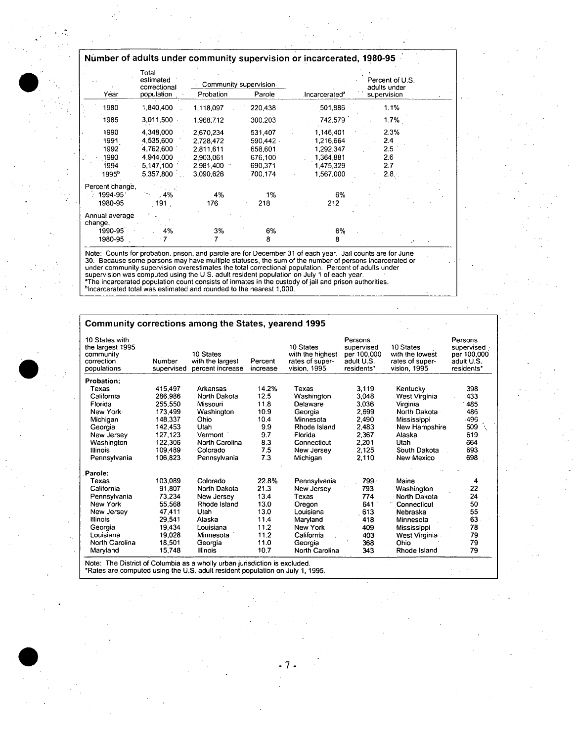## Number of adults under community supervision or incarcerated, 1980-95

| Year | Total estimated correctional population | Community supervision | | Incarcerated[a] | Percent of U.S. adults under supervision |
|---|---|---|---|---|---|
| | | Probation | Parole | | |
| 1980 | 1,840,400 | 1,118,097 | 220,438 | 501,886 | 1.1% |
| 1985 | 3,011,500 | 1,968,712 | 300,203 | 742,579 | 1.7% |
| 1990 | 4,348,000 | 2,670,234 | 531,407 | 1,146,401 | 2.3% |
| 1991 | 4,535,600 | 2,728,472 | 590,442 | 1,216,664 | 2.4 |
| 1992 | 4,762,600 | 2,811,611 | 658,601 | 1,292,347 | 2.5 |
| 1993 | 4,944,000 | 2,903,061 | 676,100 | 1,364,881 | 2.6 |
| 1994 | 5,147,100 | 2,981,400 | 690,371 | 1,475,329 | 2.7 |
| 1995[b] | 5,357,800 | 3,090,626 | 700,174 | 1,567,000 | 2.8 |
| Percent change, | | | | | |
| 1994-95 | 4% | 4% | 1% | 6% | |
| 1980-95 | 191 | 176 | 218 | 212 | |
| Annual average change, | | | | | |
| 1990-95 | 4% | 3% | 6% | 6% | |
| 1980-95 | 7 | 7 | 8 | 8 | |

Note: Counts for probation, prison, and parole are for December 31 of each year. Jail counts are for June 30. Because some persons may have multiple statuses, the sum of the number of persons incarcerated or under community supervision overestimates the total correctional population. Percent of adults under supervision was computed using the U.S. adult resident population on July 1 of each year.
[a]The incarcerated population count consists of inmates in the custody of jail and prison authorities.
[b]Incarcerated total was estimated and rounded to the nearest 1,000.

## Community corrections among the States, yearend 1995

| 10 States with the largest 1995 community correction populations | Number supervised | 10 States with the largest percent increase | Percent increase | 10 States with the highest rates of supervision, 1995 | Persons supervised per 100,000 adult U.S. residents* | 10 States with the lowest rates of supervision, 1995 | Persons supervised per 100,000 adult U.S. residents* |
|---|---|---|---|---|---|---|---|
| **Probation:** | | | | | | | |
| Texas | 415,497 | Arkansas | 14.2% | Texas | 3,119 | Kentucky | 398 |
| California | 286,986 | North Dakota | 12.5 | Washington | 3,048 | West Virginia | 433 |
| Florida | 255,550 | Missouri | 11.8 | Delaware | 3,036 | Virginia | 485 |
| New York | 173,499 | Washington | 10.9 | Georgia | 2,699 | North Dakota | 486 |
| Michigan | 148,337 | Ohio | 10.4 | Minnesota | 2,490 | Mississippi | 496 |
| Georgia | 142,453 | Utah | 9.9 | Rhode Island | 2,483 | New Hampshire | 509 |
| New Jersey | 127,123 | Vermont | 9.7 | Florida | 2,367 | Alaska | 619 |
| Washington | 122,306 | North Carolina | 8.3 | Connecticut | 2,201 | Utah | 664 |
| Illinois | 109,489 | Colorado | 7.5 | New Jersey | 2,125 | South Dakota | 693 |
| Pennsylvania | 106,823 | Pennsylvania | 7.3 | Michigan | 2,110 | New Mexico | 698 |
| **Parole:** | | | | | | | |
| Texas | 103,089 | Colorado | 22.8% | Pennsylvania | 799 | Maine | 4 |
| California | 91,807 | North Dakota | 21.3 | New Jersey | 793 | Washington | 22 |
| Pennsylvania | 73,234 | New Jersey | 13.4 | Texas | 774 | North Dakota | 24 |
| New York | 55,568 | Rhode Island | 13.0 | Oregon | 641 | Connecticut | 50 |
| New Jersey | 47,411 | Utah | 13.0 | Louisiana | 613 | Nebraska | 55 |
| Illinois | 29,541 | Alaska | 11.4 | Maryland | 418 | Minnesota | 63 |
| Georgia | 19,434 | Louisiana | 11.2 | New York | 409 | Mississippi | 78 |
| Louisiana | 19,028 | Minnesota | 11.2 | California | 403 | West Virginia | 79 |
| North Carolina | 18,501 | Georgia | 11.0 | Georgia | 368 | Ohio | 79 |
| Maryland | 15,748 | Illinois | 10.7 | North Carolina | 343 | Rhode Island | 79 |

Note: The District of Columbia as a wholly urban jurisdiction is excluded.
*Rates are computed using the U.S. adult resident population on July 1, 1995.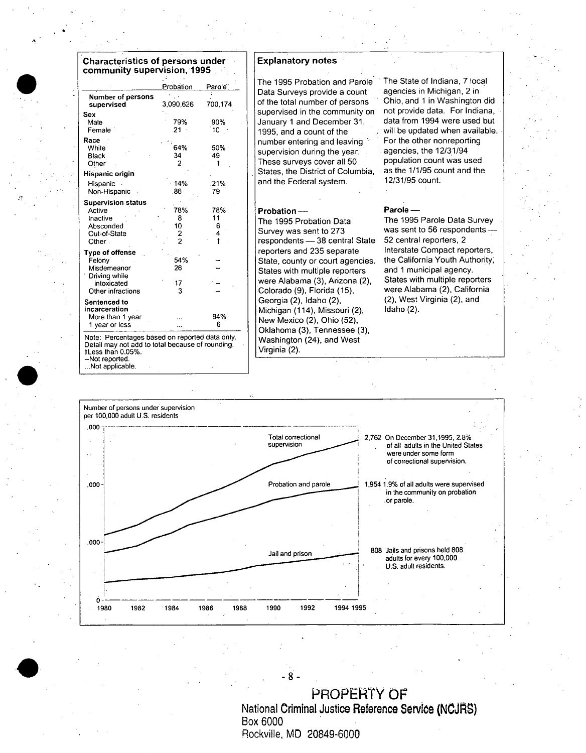## Characteristics of persons under community supervision, 1995

| | Probation | Parole |
|---|---|---|
| **Number of persons supervised** | 3,090,626 | 700,174 |
| **Sex** | | |
| Male | 79% | 90% |
| Female | 21 | 10 |
| **Race** | | |
| White | 64% | 50% |
| Black | 34 | 49 |
| Other | 2 | 1 |
| **Hispanic origin** | | |
| Hispanic | 14% | 21% |
| Non-Hispanic | 86 | 79 |
| **Supervision status** | | |
| Active | 78% | 78% |
| Inactive | 8 | 11 |
| Absconded | 10 | 6 |
| Out-of-State | 2 | 4 |
| Other | 2 | † |
| **Type of offense** | | |
| Felony | 54% | -- |
| Misdemeanor | 26 | -- |
| Driving while intoxicated | 17 | -- |
| Other infractions | 3 | -- |
| **Sentenced to incarceration** | | |
| More than 1 year | ... | 94% |
| 1 year or less | ... | 6 |

Note: Percentages based on reported data only. Detail may not add to total because of rounding.
†Less than 0.05%.
--Not reported.
...Not applicable.

## Explanatory notes

The 1995 Probation and Parole Data Surveys provide a count of the total number of persons supervised in the community on January 1 and December 31, 1995, and a count of the number entering and leaving supervision during the year. These surveys cover all 50 States, the District of Columbia, and the Federal system.

The State of Indiana, 7 local agencies in Michigan, 2 in Ohio, and 1 in Washington did not provide data. For Indiana, data from 1994 were used but will be updated when available. For the other nonreporting agencies, the 12/31/94 population count was used as the 1/1/95 count and the 12/31/95 count.

**Probation —**
The 1995 Probation Data Survey was sent to 273 respondents — 38 central State reporters and 235 separate State, county or court agencies. States with multiple reporters were Alabama (3), Arizona (2), Colorado (9), Florida (15), Georgia (2), Idaho (2), Michigan (114), Missouri (2), New Mexico (2), Ohio (52), Oklahoma (3), Tennessee (3), Washington (24), and West Virginia (2).

**Parole —**
The 1995 Parole Data Survey was sent to 56 respondents — 52 central reporters, 2 Interstate Compact reporters, the California Youth Authority, and 1 municipal agency. States with multiple reporters were Alabama (2), California (2), West Virginia (2), and Idaho (2).

Number of persons under supervision per 100,000 adult U.S. residents

,000
,000
,000
0

1980 1982 1984 1986 1988 1990 1992 1994 1995

Total correctional supervision

Probation and parole

Jail and prison

2,762 On December 31,1995, 2.8% of all adults in the United States were under some form of correctional supervision.

1,954 1.9% of all adults were supervised in the community on probation or parole.

808 Jails and prisons held 808 adults for every 100,000 U.S. adult residents.

PROPERTY OF
National Criminal Justice Reference Service (NCJRS)
Box 6000
Rockville, MD 20849-6000